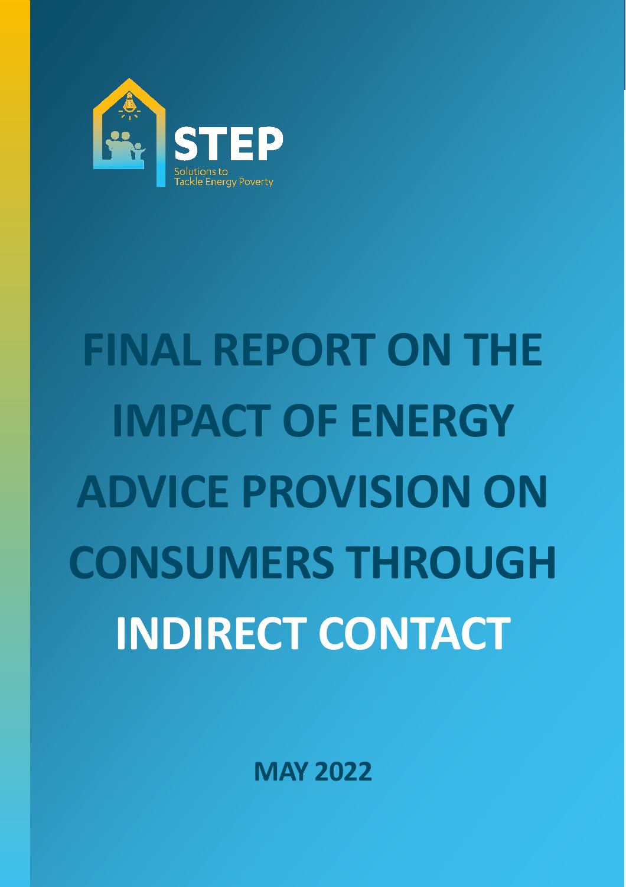STEP

Solutions to Tackle Energy Poverty

# FINAL REPORT ON THE IMPACT OF ENERGY ADVICE PROVISION ON CONSUMERS THROUGH INDIRECT CONTACT

**MAY 2022**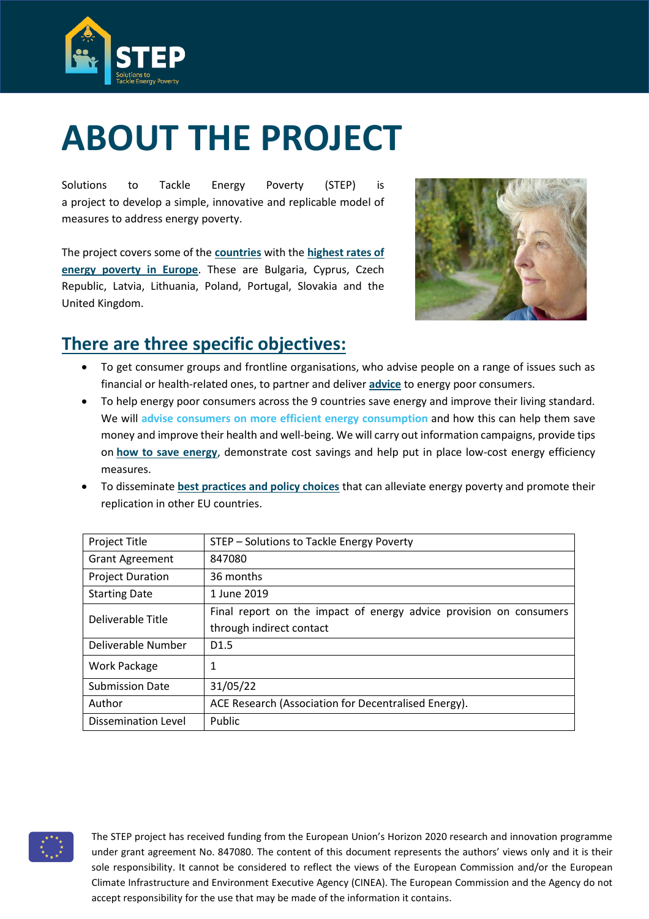# ABOUT THE PROJECT

Solutions to Tackle Energy Poverty (STEP) is a project to develop a simple, innovative and replicable model of measures to address energy poverty.

The project covers some of the **countries** with the **highest rates of energy poverty in Europe**. These are Bulgaria, Cyprus, Czech Republic, Latvia, Lithuania, Poland, Portugal, Slovakia and the United Kingdom.

## There are three specific objectives:

- To get consumer groups and frontline organisations, who advise people on a range of issues such as financial or health-related ones, to partner and deliver **advice** to energy poor consumers.
- To help energy poor consumers across the 9 countries save energy and improve their living standard. We will **advise consumers on more efficient energy consumption** and how this can help them save money and improve their health and well-being. We will carry out information campaigns, provide tips on **how to save energy**, demonstrate cost savings and help put in place low-cost energy efficiency measures.
- To disseminate **best practices and policy choices** that can alleviate energy poverty and promote their replication in other EU countries.

| | |
|---|---|
| Project Title | STEP – Solutions to Tackle Energy Poverty |
| Grant Agreement | 847080 |
| Project Duration | 36 months |
| Starting Date | 1 June 2019 |
| Deliverable Title | Final report on the impact of energy advice provision on consumers through indirect contact |
| Deliverable Number | D1.5 |
| Work Package | 1 |
| Submission Date | 31/05/22 |
| Author | ACE Research (Association for Decentralised Energy). |
| Dissemination Level | Public |

The STEP project has received funding from the European Union's Horizon 2020 research and innovation programme under grant agreement No. 847080. The content of this document represents the authors' views only and it is their sole responsibility. It cannot be considered to reflect the views of the European Commission and/or the European Climate Infrastructure and Environment Executive Agency (CINEA). The European Commission and the Agency do not accept responsibility for the use that may be made of the information it contains.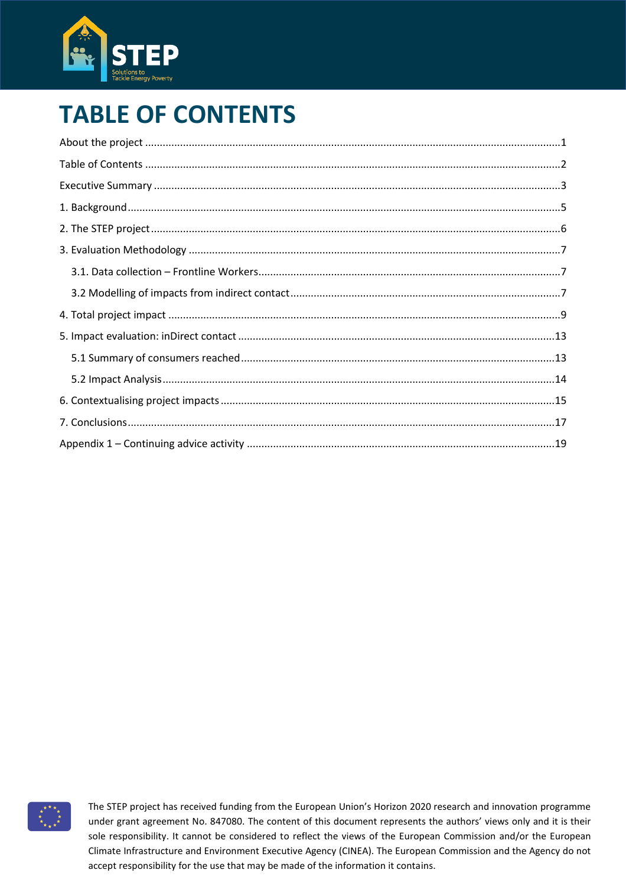# TABLE OF CONTENTS

About the project ............................................................................................................................................1

Table of Contents ............................................................................................................................................2

Executive Summary ..........................................................................................................................................3

1. Background..................................................................................................................................................5

2. The STEP project ..........................................................................................................................................6

3. Evaluation Methodology ..............................................................................................................................7

  3.1. Data collection – Frontline Workers......................................................................................................7

  3.2 Modelling of impacts from indirect contact............................................................................................7

4. Total project impact .....................................................................................................................................9

5. Impact evaluation: inDirect contact ............................................................................................................13

  5.1 Summary of consumers reached...........................................................................................................13

  5.2 Impact Analysis.....................................................................................................................................14

6. Contextualising project impacts ..................................................................................................................15

7. Conclusions.................................................................................................................................................17

Appendix 1 – Continuing advice activity .........................................................................................................19

The STEP project has received funding from the European Union's Horizon 2020 research and innovation programme under grant agreement No. 847080. The content of this document represents the authors' views only and it is their sole responsibility. It cannot be considered to reflect the views of the European Commission and/or the European Climate Infrastructure and Environment Executive Agency (CINEA). The European Commission and the Agency do not accept responsibility for the use that may be made of the information it contains.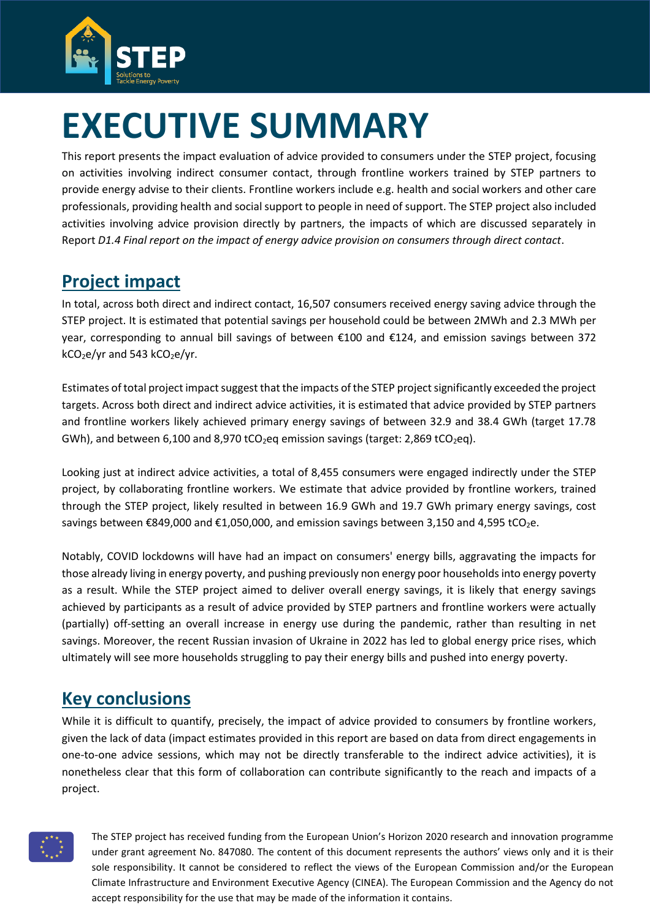# EXECUTIVE SUMMARY

This report presents the impact evaluation of advice provided to consumers under the STEP project, focusing on activities involving indirect consumer contact, through frontline workers trained by STEP partners to provide energy advise to their clients. Frontline workers include e.g. health and social workers and other care professionals, providing health and social support to people in need of support. The STEP project also included activities involving advice provision directly by partners, the impacts of which are discussed separately in Report *D1.4 Final report on the impact of energy advice provision on consumers through direct contact*.

## Project impact

In total, across both direct and indirect contact, 16,507 consumers received energy saving advice through the STEP project. It is estimated that potential savings per household could be between 2MWh and 2.3 MWh per year, corresponding to annual bill savings of between €100 and €124, and emission savings between 372 $kCO_2e/yr$ and 543 $kCO_2e/yr$.

Estimates of total project impact suggest that the impacts of the STEP project significantly exceeded the project targets. Across both direct and indirect advice activities, it is estimated that advice provided by STEP partners and frontline workers likely achieved primary energy savings of between 32.9 and 38.4 GWh (target 17.78 GWh), and between 6,100 and 8,970 $tCO_2eq$ emission savings (target: 2,869 $tCO_2eq$).

Looking just at indirect advice activities, a total of 8,455 consumers were engaged indirectly under the STEP project, by collaborating frontline workers. We estimate that advice provided by frontline workers, trained through the STEP project, likely resulted in between 16.9 GWh and 19.7 GWh primary energy savings, cost savings between €849,000 and €1,050,000, and emission savings between 3,150 and 4,595 $tCO_2e$.

Notably, COVID lockdowns will have had an impact on consumers' energy bills, aggravating the impacts for those already living in energy poverty, and pushing previously non energy poor households into energy poverty as a result. While the STEP project aimed to deliver overall energy savings, it is likely that energy savings achieved by participants as a result of advice provided by STEP partners and frontline workers were actually (partially) off-setting an overall increase in energy use during the pandemic, rather than resulting in net savings. Moreover, the recent Russian invasion of Ukraine in 2022 has led to global energy price rises, which ultimately will see more households struggling to pay their energy bills and pushed into energy poverty.

## Key conclusions

While it is difficult to quantify, precisely, the impact of advice provided to consumers by frontline workers, given the lack of data (impact estimates provided in this report are based on data from direct engagements in one-to-one advice sessions, which may not be directly transferable to the indirect advice activities), it is nonetheless clear that this form of collaboration can contribute significantly to the reach and impacts of a project.

The STEP project has received funding from the European Union's Horizon 2020 research and innovation programme under grant agreement No. 847080. The content of this document represents the authors' views only and it is their sole responsibility. It cannot be considered to reflect the views of the European Commission and/or the European Climate Infrastructure and Environment Executive Agency (CINEA). The European Commission and the Agency do not accept responsibility for the use that may be made of the information it contains.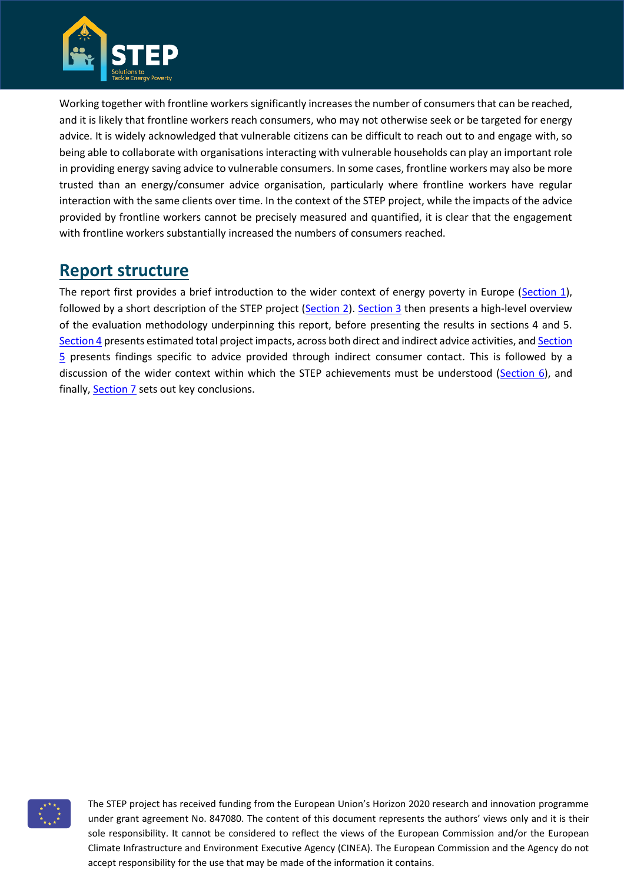Working together with frontline workers significantly increases the number of consumers that can be reached, and it is likely that frontline workers reach consumers, who may not otherwise seek or be targeted for energy advice. It is widely acknowledged that vulnerable citizens can be difficult to reach out to and engage with, so being able to collaborate with organisations interacting with vulnerable households can play an important role in providing energy saving advice to vulnerable consumers. In some cases, frontline workers may also be more trusted than an energy/consumer advice organisation, particularly where frontline workers have regular interaction with the same clients over time. In the context of the STEP project, while the impacts of the advice provided by frontline workers cannot be precisely measured and quantified, it is clear that the engagement with frontline workers substantially increased the numbers of consumers reached.

## Report structure

The report first provides a brief introduction to the wider context of energy poverty in Europe (Section 1), followed by a short description of the STEP project (Section 2). Section 3 then presents a high-level overview of the evaluation methodology underpinning this report, before presenting the results in sections 4 and 5. Section 4 presents estimated total project impacts, across both direct and indirect advice activities, and Section 5 presents findings specific to advice provided through indirect consumer contact. This is followed by a discussion of the wider context within which the STEP achievements must be understood (Section 6), and finally, Section 7 sets out key conclusions.

The STEP project has received funding from the European Union's Horizon 2020 research and innovation programme under grant agreement No. 847080. The content of this document represents the authors' views only and it is their sole responsibility. It cannot be considered to reflect the views of the European Commission and/or the European Climate Infrastructure and Environment Executive Agency (CINEA). The European Commission and the Agency do not accept responsibility for the use that may be made of the information it contains.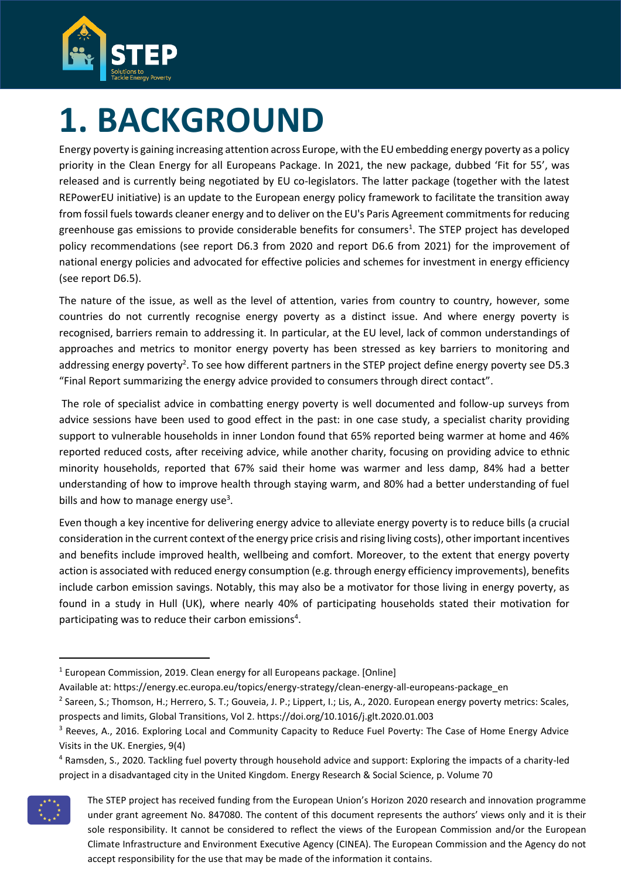# 1. BACKGROUND

Energy poverty is gaining increasing attention across Europe, with the EU embedding energy poverty as a policy priority in the Clean Energy for all Europeans Package. In 2021, the new package, dubbed 'Fit for 55', was released and is currently being negotiated by EU co-legislators. The latter package (together with the latest REPowerEU initiative) is an update to the European energy policy framework to facilitate the transition away from fossil fuels towards cleaner energy and to deliver on the EU's Paris Agreement commitments for reducing greenhouse gas emissions to provide considerable benefits for consumers[1]. The STEP project has developed policy recommendations (see report D6.3 from 2020 and report D6.6 from 2021) for the improvement of national energy policies and advocated for effective policies and schemes for investment in energy efficiency (see report D6.5).

The nature of the issue, as well as the level of attention, varies from country to country, however, some countries do not currently recognise energy poverty as a distinct issue. And where energy poverty is recognised, barriers remain to addressing it. In particular, at the EU level, lack of common understandings of approaches and metrics to monitor energy poverty has been stressed as key barriers to monitoring and addressing energy poverty[2]. To see how different partners in the STEP project define energy poverty see D5.3 "Final Report summarizing the energy advice provided to consumers through direct contact".

The role of specialist advice in combatting energy poverty is well documented and follow-up surveys from advice sessions have been used to good effect in the past: in one case study, a specialist charity providing support to vulnerable households in inner London found that 65% reported being warmer at home and 46% reported reduced costs, after receiving advice, while another charity, focusing on providing advice to ethnic minority households, reported that 67% said their home was warmer and less damp, 84% had a better understanding of how to improve health through staying warm, and 80% had a better understanding of fuel bills and how to manage energy use[3].

Even though a key incentive for delivering energy advice to alleviate energy poverty is to reduce bills (a crucial consideration in the current context of the energy price crisis and rising living costs), other important incentives and benefits include improved health, wellbeing and comfort. Moreover, to the extent that energy poverty action is associated with reduced energy consumption (e.g. through energy efficiency improvements), benefits include carbon emission savings. Notably, this may also be a motivator for those living in energy poverty, as found in a study in Hull (UK), where nearly 40% of participating households stated their motivation for participating was to reduce their carbon emissions[4].

---

[1] European Commission, 2019. Clean energy for all Europeans package. [Online] Available at: https://energy.ec.europa.eu/topics/energy-strategy/clean-energy-all-europeans-package_en

[2] Sareen, S.; Thomson, H.; Herrero, S. T.; Gouveia, J. P.; Lippert, I.; Lis, A., 2020. European energy poverty metrics: Scales, prospects and limits, Global Transitions, Vol 2. https://doi.org/10.1016/j.glt.2020.01.003

[3] Reeves, A., 2016. Exploring Local and Community Capacity to Reduce Fuel Poverty: The Case of Home Energy Advice Visits in the UK. Energies, 9(4)

[4] Ramsden, S., 2020. Tackling fuel poverty through household advice and support: Exploring the impacts of a charity-led project in a disadvantaged city in the United Kingdom. Energy Research & Social Science, p. Volume 70

The STEP project has received funding from the European Union's Horizon 2020 research and innovation programme under grant agreement No. 847080. The content of this document represents the authors' views only and it is their sole responsibility. It cannot be considered to reflect the views of the European Commission and/or the European Climate Infrastructure and Environment Executive Agency (CINEA). The European Commission and the Agency do not accept responsibility for the use that may be made of the information it contains.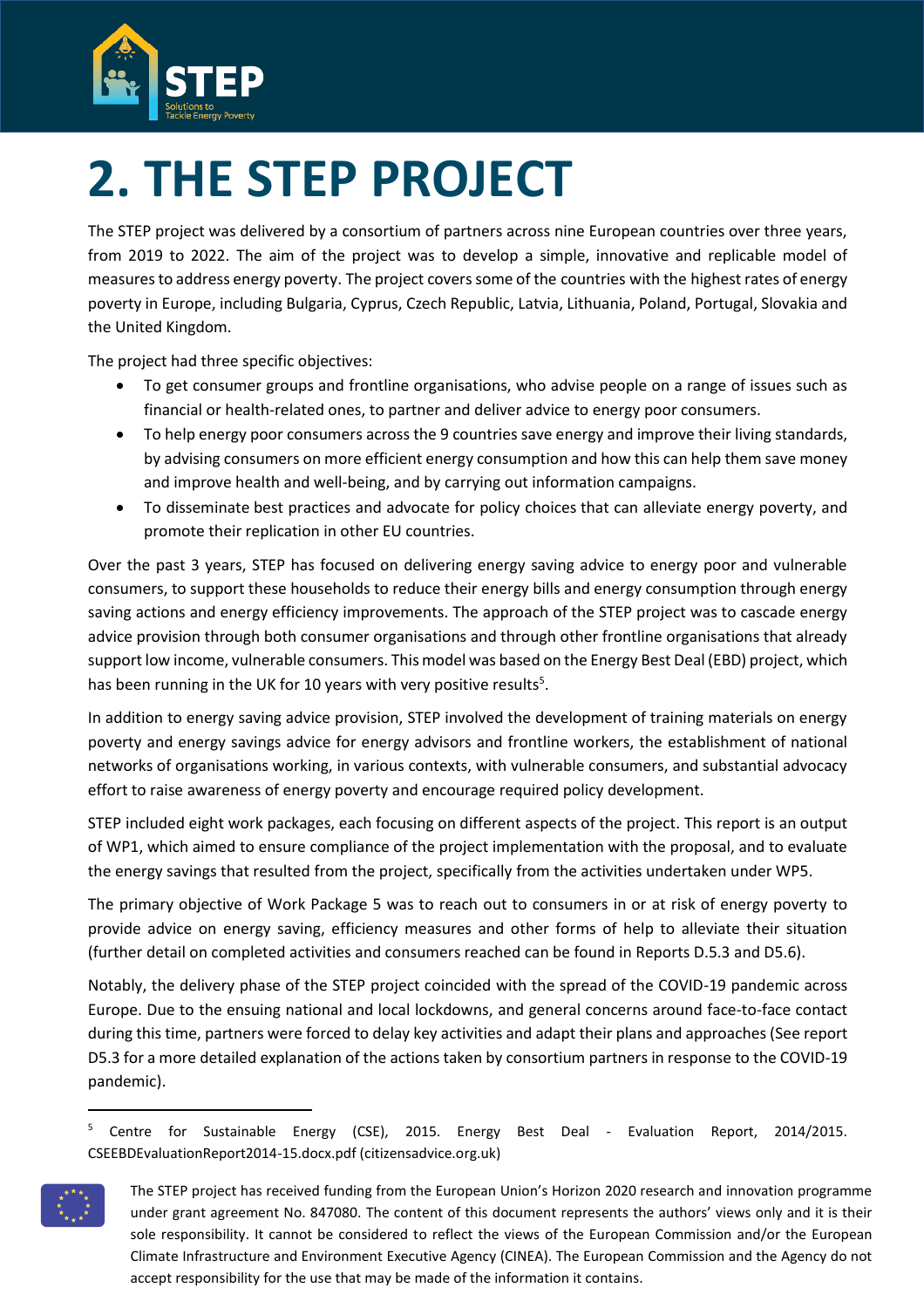# 2. THE STEP PROJECT

The STEP project was delivered by a consortium of partners across nine European countries over three years, from 2019 to 2022. The aim of the project was to develop a simple, innovative and replicable model of measures to address energy poverty. The project covers some of the countries with the highest rates of energy poverty in Europe, including Bulgaria, Cyprus, Czech Republic, Latvia, Lithuania, Poland, Portugal, Slovakia and the United Kingdom.

The project had three specific objectives:

- To get consumer groups and frontline organisations, who advise people on a range of issues such as financial or health-related ones, to partner and deliver advice to energy poor consumers.
- To help energy poor consumers across the 9 countries save energy and improve their living standards, by advising consumers on more efficient energy consumption and how this can help them save money and improve health and well-being, and by carrying out information campaigns.
- To disseminate best practices and advocate for policy choices that can alleviate energy poverty, and promote their replication in other EU countries.

Over the past 3 years, STEP has focused on delivering energy saving advice to energy poor and vulnerable consumers, to support these households to reduce their energy bills and energy consumption through energy saving actions and energy efficiency improvements. The approach of the STEP project was to cascade energy advice provision through both consumer organisations and through other frontline organisations that already support low income, vulnerable consumers. This model was based on the Energy Best Deal (EBD) project, which has been running in the UK for 10 years with very positive results[5].

In addition to energy saving advice provision, STEP involved the development of training materials on energy poverty and energy savings advice for energy advisors and frontline workers, the establishment of national networks of organisations working, in various contexts, with vulnerable consumers, and substantial advocacy effort to raise awareness of energy poverty and encourage required policy development.

STEP included eight work packages, each focusing on different aspects of the project. This report is an output of WP1, which aimed to ensure compliance of the project implementation with the proposal, and to evaluate the energy savings that resulted from the project, specifically from the activities undertaken under WP5.

The primary objective of Work Package 5 was to reach out to consumers in or at risk of energy poverty to provide advice on energy saving, efficiency measures and other forms of help to alleviate their situation (further detail on completed activities and consumers reached can be found in Reports D.5.3 and D5.6).

Notably, the delivery phase of the STEP project coincided with the spread of the COVID-19 pandemic across Europe. Due to the ensuing national and local lockdowns, and general concerns around face-to-face contact during this time, partners were forced to delay key activities and adapt their plans and approaches (See report D5.3 for a more detailed explanation of the actions taken by consortium partners in response to the COVID-19 pandemic).

[5] Centre for Sustainable Energy (CSE), 2015. Energy Best Deal - Evaluation Report, 2014/2015. CSEEBDEvaluationReport2014-15.docx.pdf (citizensadvice.org.uk)

The STEP project has received funding from the European Union's Horizon 2020 research and innovation programme under grant agreement No. 847080. The content of this document represents the authors' views only and it is their sole responsibility. It cannot be considered to reflect the views of the European Commission and/or the European Climate Infrastructure and Environment Executive Agency (CINEA). The European Commission and the Agency do not accept responsibility for the use that may be made of the information it contains.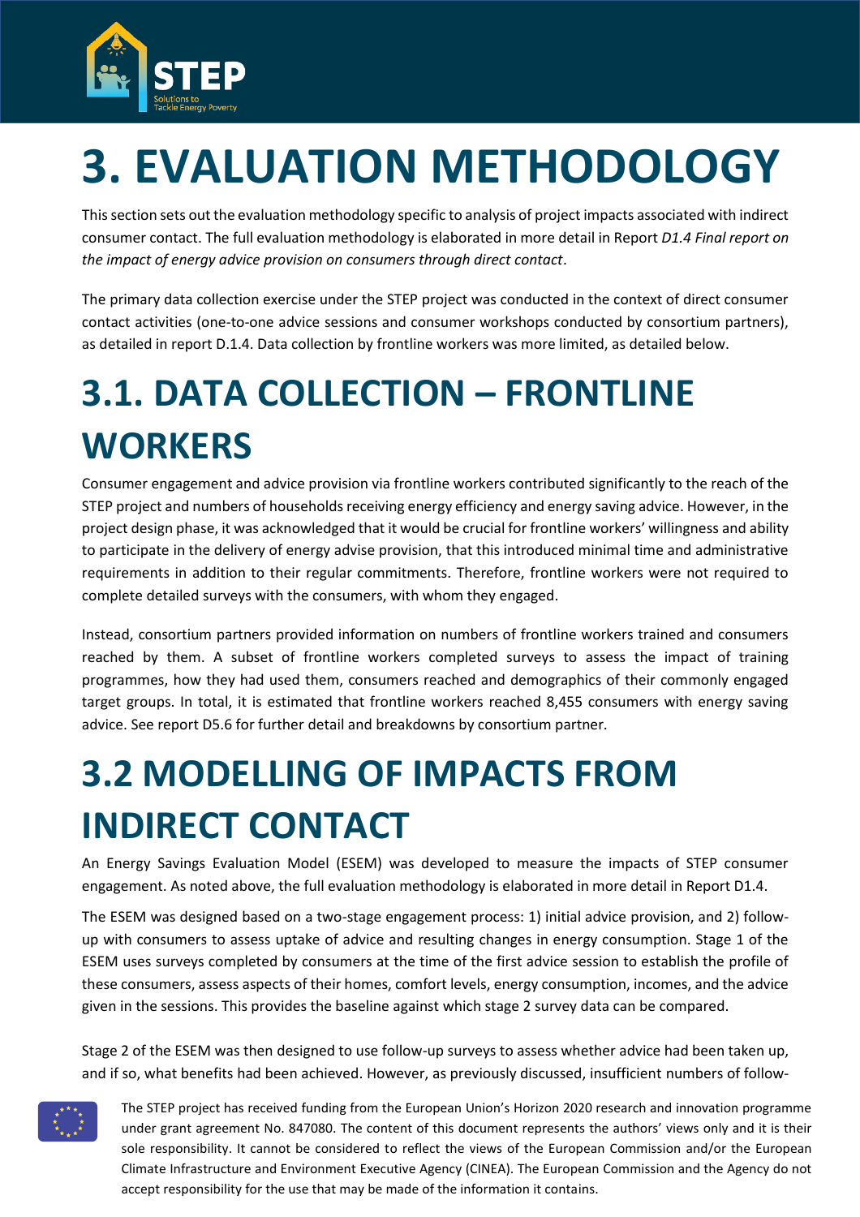# 3. EVALUATION METHODOLOGY

This section sets out the evaluation methodology specific to analysis of project impacts associated with indirect consumer contact. The full evaluation methodology is elaborated in more detail in Report *D1.4 Final report on the impact of energy advice provision on consumers through direct contact*.

The primary data collection exercise under the STEP project was conducted in the context of direct consumer contact activities (one-to-one advice sessions and consumer workshops conducted by consortium partners), as detailed in report D.1.4. Data collection by frontline workers was more limited, as detailed below.

## 3.1. DATA COLLECTION – FRONTLINE WORKERS

Consumer engagement and advice provision via frontline workers contributed significantly to the reach of the STEP project and numbers of households receiving energy efficiency and energy saving advice. However, in the project design phase, it was acknowledged that it would be crucial for frontline workers' willingness and ability to participate in the delivery of energy advise provision, that this introduced minimal time and administrative requirements in addition to their regular commitments. Therefore, frontline workers were not required to complete detailed surveys with the consumers, with whom they engaged.

Instead, consortium partners provided information on numbers of frontline workers trained and consumers reached by them. A subset of frontline workers completed surveys to assess the impact of training programmes, how they had used them, consumers reached and demographics of their commonly engaged target groups. In total, it is estimated that frontline workers reached 8,455 consumers with energy saving advice. See report D5.6 for further detail and breakdowns by consortium partner.

## 3.2 MODELLING OF IMPACTS FROM INDIRECT CONTACT

An Energy Savings Evaluation Model (ESEM) was developed to measure the impacts of STEP consumer engagement. As noted above, the full evaluation methodology is elaborated in more detail in Report D1.4.

The ESEM was designed based on a two-stage engagement process: 1) initial advice provision, and 2) follow-up with consumers to assess uptake of advice and resulting changes in energy consumption. Stage 1 of the ESEM uses surveys completed by consumers at the time of the first advice session to establish the profile of these consumers, assess aspects of their homes, comfort levels, energy consumption, incomes, and the advice given in the sessions. This provides the baseline against which stage 2 survey data can be compared.

Stage 2 of the ESEM was then designed to use follow-up surveys to assess whether advice had been taken up, and if so, what benefits had been achieved. However, as previously discussed, insufficient numbers of follow-

The STEP project has received funding from the European Union's Horizon 2020 research and innovation programme under grant agreement No. 847080. The content of this document represents the authors' views only and it is their sole responsibility. It cannot be considered to reflect the views of the European Commission and/or the European Climate Infrastructure and Environment Executive Agency (CINEA). The European Commission and the Agency do not accept responsibility for the use that may be made of the information it contains.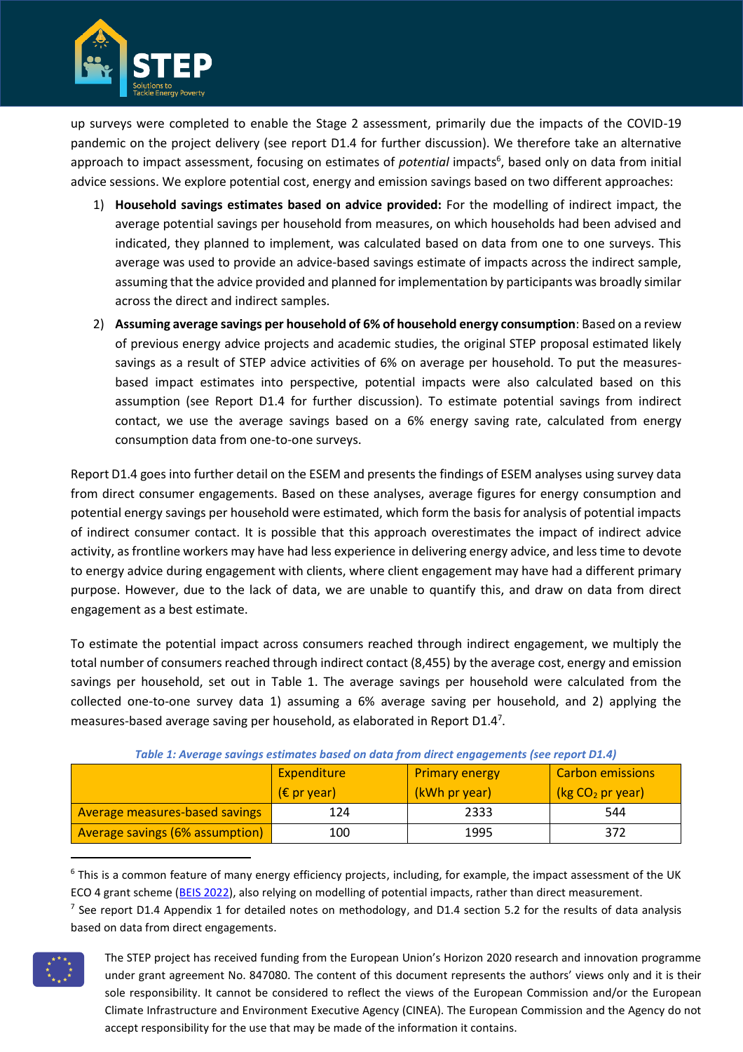up surveys were completed to enable the Stage 2 assessment, primarily due the impacts of the COVID-19 pandemic on the project delivery (see report D1.4 for further discussion). We therefore take an alternative approach to impact assessment, focusing on estimates of *potential* impacts[6], based only on data from initial advice sessions. We explore potential cost, energy and emission savings based on two different approaches:

1) **Household savings estimates based on advice provided:** For the modelling of indirect impact, the average potential savings per household from measures, on which households had been advised and indicated, they planned to implement, was calculated based on data from one to one surveys. This average was used to provide an advice-based savings estimate of impacts across the indirect sample, assuming that the advice provided and planned for implementation by participants was broadly similar across the direct and indirect samples.
2) **Assuming average savings per household of 6% of household energy consumption**: Based on a review of previous energy advice projects and academic studies, the original STEP proposal estimated likely savings as a result of STEP advice activities of 6% on average per household. To put the measures-based impact estimates into perspective, potential impacts were also calculated based on this assumption (see Report D1.4 for further discussion). To estimate potential savings from indirect contact, we use the average savings based on a 6% energy saving rate, calculated from energy consumption data from one-to-one surveys.

Report D1.4 goes into further detail on the ESEM and presents the findings of ESEM analyses using survey data from direct consumer engagements. Based on these analyses, average figures for energy consumption and potential energy savings per household were estimated, which form the basis for analysis of potential impacts of indirect consumer contact. It is possible that this approach overestimates the impact of indirect advice activity, as frontline workers may have had less experience in delivering energy advice, and less time to devote to energy advice during engagement with clients, where client engagement may have had a different primary purpose. However, due to the lack of data, we are unable to quantify this, and draw on data from direct engagement as a best estimate.

To estimate the potential impact across consumers reached through indirect engagement, we multiply the total number of consumers reached through indirect contact (8,455) by the average cost, energy and emission savings per household, set out in Table 1. The average savings per household were calculated from the collected one-to-one survey data 1) assuming a 6% average saving per household, and 2) applying the measures-based average saving per household, as elaborated in Report D1.4[7].

*Table 1: Average savings estimates based on data from direct engagements (see report D1.4)*

| | Expenditure (€ pr year) | Primary energy (kWh pr year) | Carbon emissions (kg $CO_2$ pr year) |
|---|---|---|---|
| Average measures-based savings | 124 | 2333 | 544 |
| Average savings (6% assumption) | 100 | 1995 | 372 |

[6] This is a common feature of many energy efficiency projects, including, for example, the impact assessment of the UK ECO 4 grant scheme (BEIS 2022), also relying on modelling of potential impacts, rather than direct measurement.

[7] See report D1.4 Appendix 1 for detailed notes on methodology, and D1.4 section 5.2 for the results of data analysis based on data from direct engagements.

The STEP project has received funding from the European Union's Horizon 2020 research and innovation programme under grant agreement No. 847080. The content of this document represents the authors' views only and it is their sole responsibility. It cannot be considered to reflect the views of the European Commission and/or the European Climate Infrastructure and Environment Executive Agency (CINEA). The European Commission and the Agency do not accept responsibility for the use that may be made of the information it contains.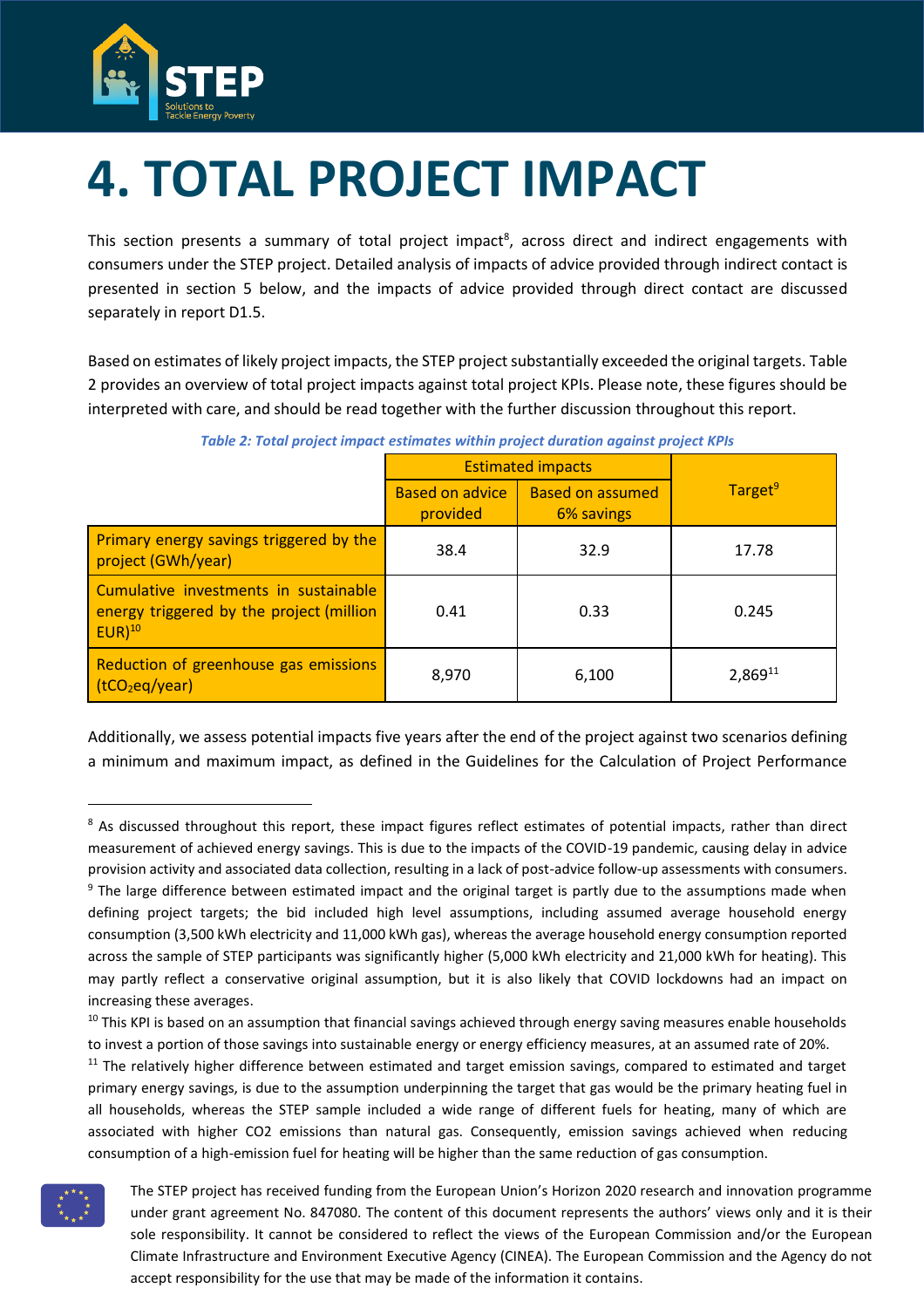# 4. TOTAL PROJECT IMPACT

This section presents a summary of total project impact[8], across direct and indirect engagements with consumers under the STEP project. Detailed analysis of impacts of advice provided through indirect contact is presented in section 5 below, and the impacts of advice provided through direct contact are discussed separately in report D1.5.

Based on estimates of likely project impacts, the STEP project substantially exceeded the original targets. Table 2 provides an overview of total project impacts against total project KPIs. Please note, these figures should be interpreted with care, and should be read together with the further discussion throughout this report.

*Table 2: Total project impact estimates within project duration against project KPIs*

| | Estimated impacts | | Target[9] |
|---|---|---|---|
| | Based on advice provided | Based on assumed 6% savings | |
| Primary energy savings triggered by the project (GWh/year) | 38.4 | 32.9 | 17.78 |
| Cumulative investments in sustainable energy triggered by the project (million EUR)[10] | 0.41 | 0.33 | 0.245 |
| Reduction of greenhouse gas emissions ($tCO_2eq$/year) | 8,970 | 6,100 | 2,869[11] |

Additionally, we assess potential impacts five years after the end of the project against two scenarios defining a minimum and maximum impact, as defined in the Guidelines for the Calculation of Project Performance

---

[8] As discussed throughout this report, these impact figures reflect estimates of potential impacts, rather than direct measurement of achieved energy savings. This is due to the impacts of the COVID-19 pandemic, causing delay in advice provision activity and associated data collection, resulting in a lack of post-advice follow-up assessments with consumers.

[9] The large difference between estimated impact and the original target is partly due to the assumptions made when defining project targets; the bid included high level assumptions, including assumed average household energy consumption (3,500 kWh electricity and 11,000 kWh gas), whereas the average household energy consumption reported across the sample of STEP participants was significantly higher (5,000 kWh electricity and 21,000 kWh for heating). This may partly reflect a conservative original assumption, but it is also likely that COVID lockdowns had an impact on increasing these averages.

[10] This KPI is based on an assumption that financial savings achieved through energy saving measures enable households to invest a portion of those savings into sustainable energy or energy efficiency measures, at an assumed rate of 20%.

[11] The relatively higher difference between estimated and target emission savings, compared to estimated and target primary energy savings, is due to the assumption underpinning the target that gas would be the primary heating fuel in all households, whereas the STEP sample included a wide range of different fuels for heating, many of which are associated with higher CO2 emissions than natural gas. Consequently, emission savings achieved when reducing consumption of a high-emission fuel for heating will be higher than the same reduction of gas consumption.

The STEP project has received funding from the European Union's Horizon 2020 research and innovation programme under grant agreement No. 847080. The content of this document represents the authors' views only and it is their sole responsibility. It cannot be considered to reflect the views of the European Commission and/or the European Climate Infrastructure and Environment Executive Agency (CINEA). The European Commission and the Agency do not accept responsibility for the use that may be made of the information it contains.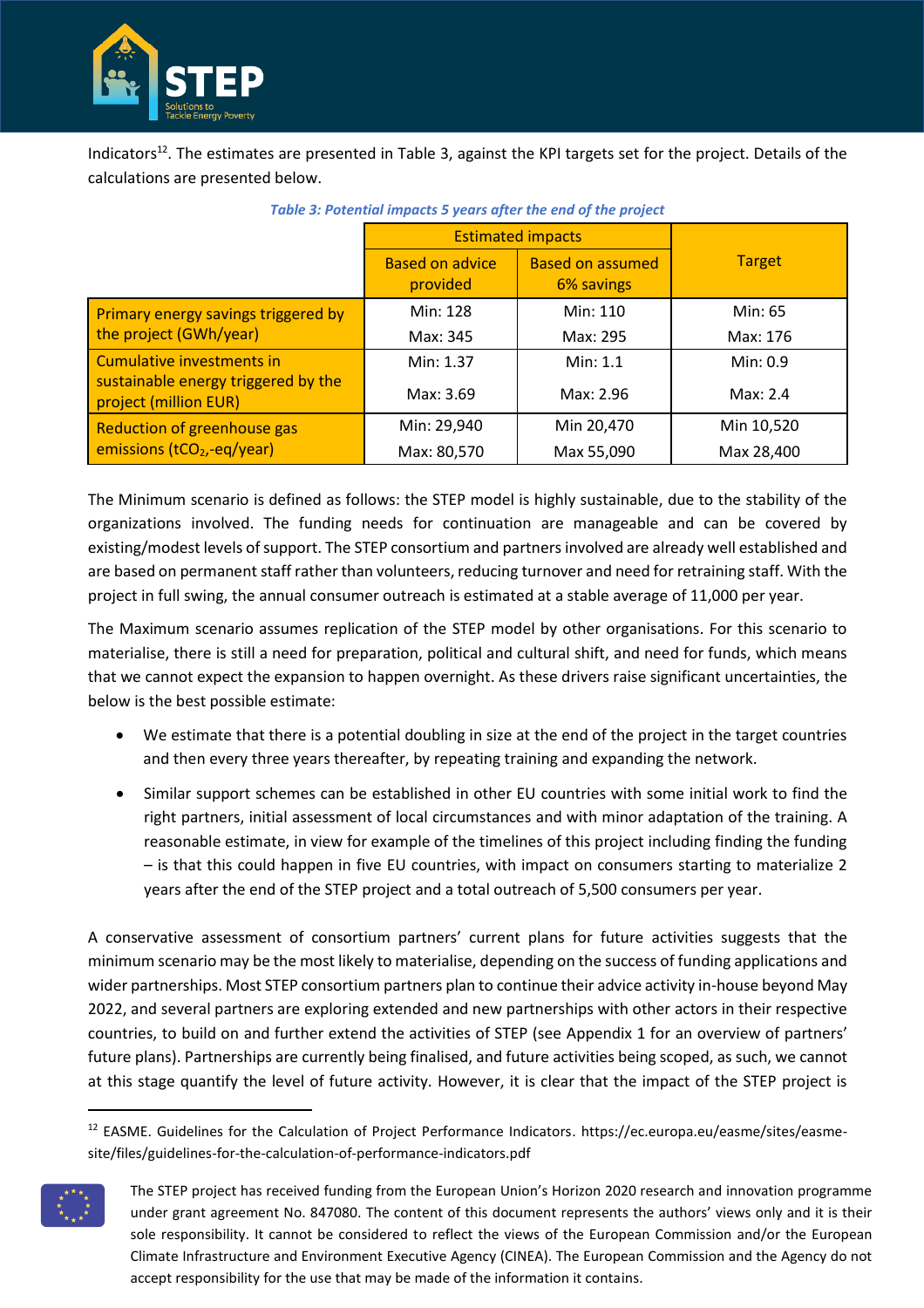Indicators[12]. The estimates are presented in Table 3, against the KPI targets set for the project. Details of the calculations are presented below.

*Table 3: Potential impacts 5 years after the end of the project*

| | Estimated impacts | | Target |
|---|---|---|---|
| | Based on advice provided | Based on assumed 6% savings | |
| Primary energy savings triggered by the project (GWh/year) | Min: 128<br>Max: 345 | Min: 110<br>Max: 295 | Min: 65<br>Max: 176 |
| Cumulative investments in sustainable energy triggered by the project (million EUR) | Min: 1.37<br>Max: 3.69 | Min: 1.1<br>Max: 2.96 | Min: 0.9<br>Max: 2.4 |
| Reduction of greenhouse gas emissions ($tCO_2$,-eq/year) | Min: 29,940<br>Max: 80,570 | Min 20,470<br>Max 55,090 | Min 10,520<br>Max 28,400 |

The Minimum scenario is defined as follows: the STEP model is highly sustainable, due to the stability of the organizations involved. The funding needs for continuation are manageable and can be covered by existing/modest levels of support. The STEP consortium and partners involved are already well established and are based on permanent staff rather than volunteers, reducing turnover and need for retraining staff. With the project in full swing, the annual consumer outreach is estimated at a stable average of 11,000 per year.

The Maximum scenario assumes replication of the STEP model by other organisations. For this scenario to materialise, there is still a need for preparation, political and cultural shift, and need for funds, which means that we cannot expect the expansion to happen overnight. As these drivers raise significant uncertainties, the below is the best possible estimate:

- We estimate that there is a potential doubling in size at the end of the project in the target countries and then every three years thereafter, by repeating training and expanding the network.
- Similar support schemes can be established in other EU countries with some initial work to find the right partners, initial assessment of local circumstances and with minor adaptation of the training. A reasonable estimate, in view for example of the timelines of this project including finding the funding – is that this could happen in five EU countries, with impact on consumers starting to materialize 2 years after the end of the STEP project and a total outreach of 5,500 consumers per year.

A conservative assessment of consortium partners' current plans for future activities suggests that the minimum scenario may be the most likely to materialise, depending on the success of funding applications and wider partnerships. Most STEP consortium partners plan to continue their advice activity in-house beyond May 2022, and several partners are exploring extended and new partnerships with other actors in their respective countries, to build on and further extend the activities of STEP (see Appendix 1 for an overview of partners' future plans). Partnerships are currently being finalised, and future activities being scoped, as such, we cannot at this stage quantify the level of future activity. However, it is clear that the impact of the STEP project is

[12] EASME. Guidelines for the Calculation of Project Performance Indicators. https://ec.europa.eu/easme/sites/easme-site/files/guidelines-for-the-calculation-of-performance-indicators.pdf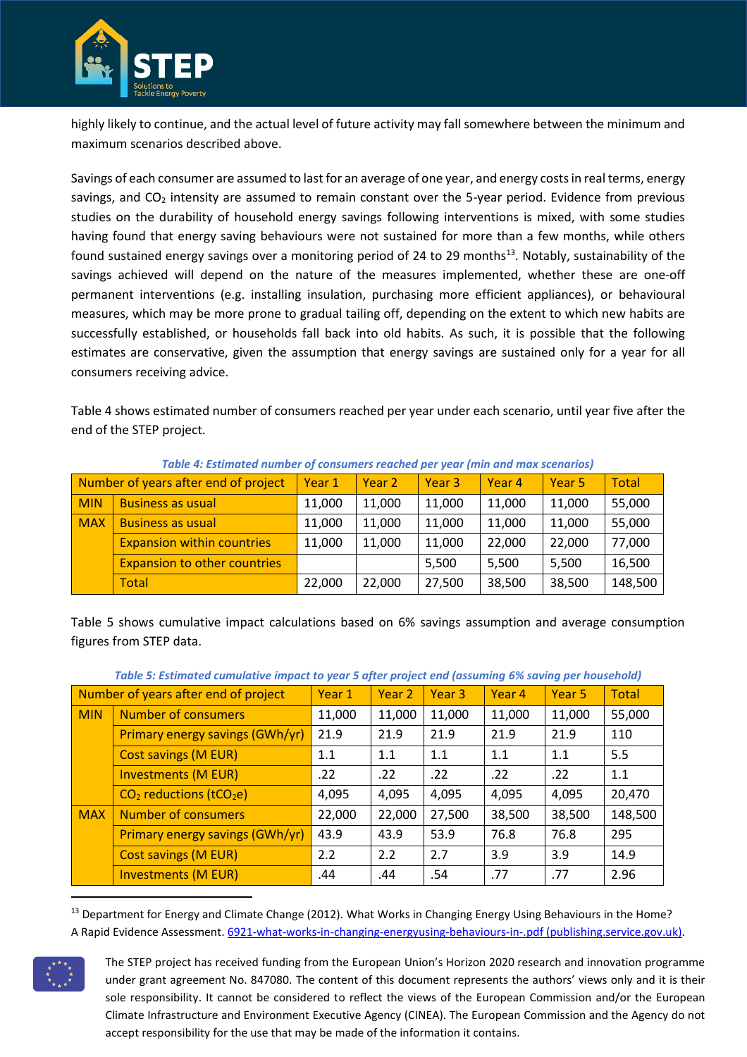highly likely to continue, and the actual level of future activity may fall somewhere between the minimum and maximum scenarios described above.

Savings of each consumer are assumed to last for an average of one year, and energy costs in real terms, energy savings, and $CO_2$ intensity are assumed to remain constant over the 5-year period. Evidence from previous studies on the durability of household energy savings following interventions is mixed, with some studies having found that energy saving behaviours were not sustained for more than a few months, while others found sustained energy savings over a monitoring period of 24 to 29 months[13]. Notably, sustainability of the savings achieved will depend on the nature of the measures implemented, whether these are one-off permanent interventions (e.g. installing insulation, purchasing more efficient appliances), or behavioural measures, which may be more prone to gradual tailing off, depending on the extent to which new habits are successfully established, or households fall back into old habits. As such, it is possible that the following estimates are conservative, given the assumption that energy savings are sustained only for a year for all consumers receiving advice.

Table 4 shows estimated number of consumers reached per year under each scenario, until year five after the end of the STEP project.

*Table 4: Estimated number of consumers reached per year (min and max scenarios)*

| Number of years after end of project | | Year 1 | Year 2 | Year 3 | Year 4 | Year 5 | Total |
|---|---|---|---|---|---|---|---|
| MIN | Business as usual | 11,000 | 11,000 | 11,000 | 11,000 | 11,000 | 55,000 |
| MAX | Business as usual | 11,000 | 11,000 | 11,000 | 11,000 | 11,000 | 55,000 |
| | Expansion within countries | 11,000 | 11,000 | 11,000 | 22,000 | 22,000 | 77,000 |
| | Expansion to other countries | | | 5,500 | 5,500 | 5,500 | 16,500 |
| | Total | 22,000 | 22,000 | 27,500 | 38,500 | 38,500 | 148,500 |

Table 5 shows cumulative impact calculations based on 6% savings assumption and average consumption figures from STEP data.

*Table 5: Estimated cumulative impact to year 5 after project end (assuming 6% saving per household)*

| Number of years after end of project | | Year 1 | Year 2 | Year 3 | Year 4 | Year 5 | Total |
|---|---|---|---|---|---|---|---|
| MIN | Number of consumers | 11,000 | 11,000 | 11,000 | 11,000 | 11,000 | 55,000 |
| | Primary energy savings (GWh/yr) | 21.9 | 21.9 | 21.9 | 21.9 | 21.9 | 110 |
| | Cost savings (M EUR) | 1.1 | 1.1 | 1.1 | 1.1 | 1.1 | 5.5 |
| | Investments (M EUR) | .22 | .22 | .22 | .22 | .22 | 1.1 |
| | $CO_2$ reductions ($tCO_2e$) | 4,095 | 4,095 | 4,095 | 4,095 | 4,095 | 20,470 |
| MAX | Number of consumers | 22,000 | 22,000 | 27,500 | 38,500 | 38,500 | 148,500 |
| | Primary energy savings (GWh/yr) | 43.9 | 43.9 | 53.9 | 76.8 | 76.8 | 295 |
| | Cost savings (M EUR) | 2.2 | 2.2 | 2.7 | 3.9 | 3.9 | 14.9 |
| | Investments (M EUR) | .44 | .44 | .54 | .77 | .77 | 2.96 |

[13] Department for Energy and Climate Change (2012). What Works in Changing Energy Using Behaviours in the Home? A Rapid Evidence Assessment. [6921-what-works-in-changing-energyusing-behaviours-in-.pdf (publishing.service.gov.uk)](6921-what-works-in-changing-energyusing-behaviours-in-.pdf).

The STEP project has received funding from the European Union's Horizon 2020 research and innovation programme under grant agreement No. 847080. The content of this document represents the authors' views only and it is their sole responsibility. It cannot be considered to reflect the views of the European Commission and/or the European Climate Infrastructure and Environment Executive Agency (CINEA). The European Commission and the Agency do not accept responsibility for the use that may be made of the information it contains.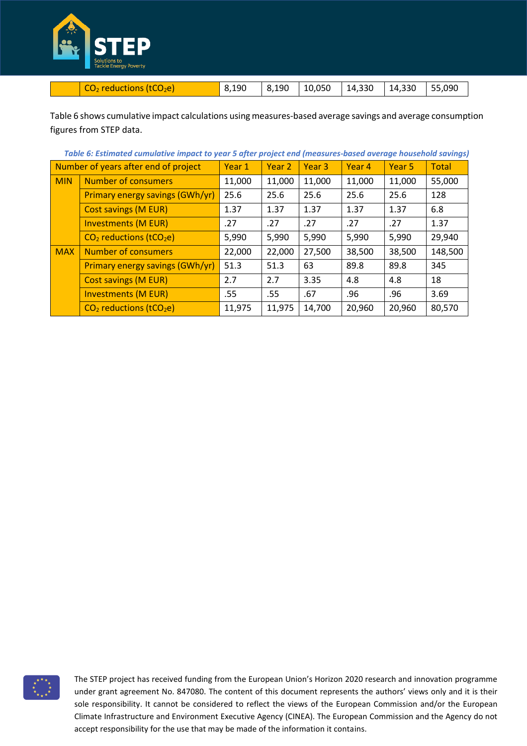| | | | | | | | |
|---|---|---|---|---|---|---|---|
| | $CO_2$ reductions ($tCO_2e$) | 8,190 | 8,190 | 10,050 | 14,330 | 14,330 | 55,090 |

Table 6 shows cumulative impact calculations using measures-based average savings and average consumption figures from STEP data.

*Table 6: Estimated cumulative impact to year 5 after project end (measures-based average household savings)*

| Number of years after end of project | | Year 1 | Year 2 | Year 3 | Year 4 | Year 5 | Total |
|---|---|---|---|---|---|---|---|
| MIN | Number of consumers | 11,000 | 11,000 | 11,000 | 11,000 | 11,000 | 55,000 |
| | Primary energy savings (GWh/yr) | 25.6 | 25.6 | 25.6 | 25.6 | 25.6 | 128 |
| | Cost savings (M EUR) | 1.37 | 1.37 | 1.37 | 1.37 | 1.37 | 6.8 |
| | Investments (M EUR) | .27 | .27 | .27 | .27 | .27 | 1.37 |
| | $CO_2$ reductions ($tCO_2e$) | 5,990 | 5,990 | 5,990 | 5,990 | 5,990 | 29,940 |
| MAX | Number of consumers | 22,000 | 22,000 | 27,500 | 38,500 | 38,500 | 148,500 |
| | Primary energy savings (GWh/yr) | 51.3 | 51.3 | 63 | 89.8 | 89.8 | 345 |
| | Cost savings (M EUR) | 2.7 | 2.7 | 3.35 | 4.8 | 4.8 | 18 |
| | Investments (M EUR) | .55 | .55 | .67 | .96 | .96 | 3.69 |
| | $CO_2$ reductions ($tCO_2e$) | 11,975 | 11,975 | 14,700 | 20,960 | 20,960 | 80,570 |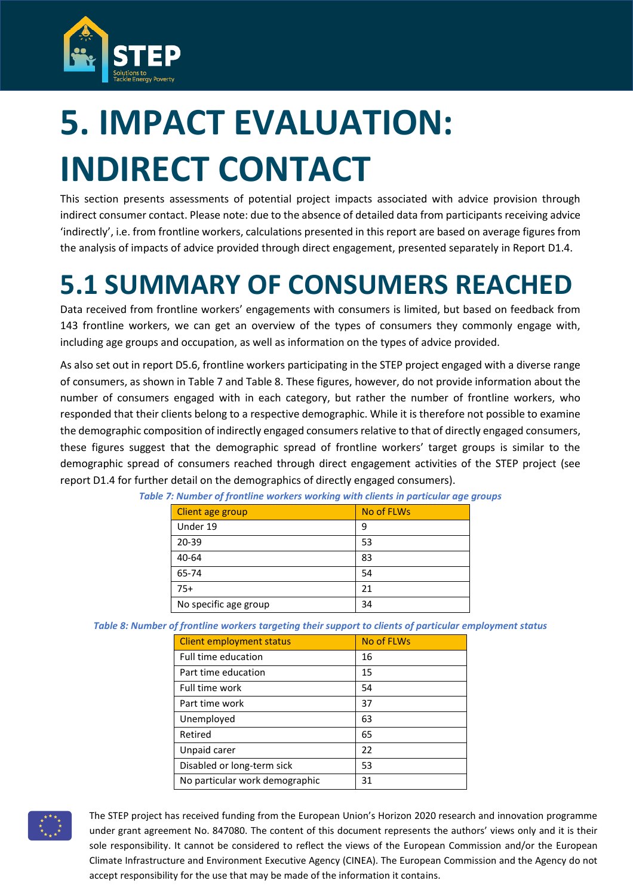# 5. IMPACT EVALUATION: INDIRECT CONTACT

This section presents assessments of potential project impacts associated with advice provision through indirect consumer contact. Please note: due to the absence of detailed data from participants receiving advice 'indirectly', i.e. from frontline workers, calculations presented in this report are based on average figures from the analysis of impacts of advice provided through direct engagement, presented separately in Report D1.4.

# 5.1 SUMMARY OF CONSUMERS REACHED

Data received from frontline workers' engagements with consumers is limited, but based on feedback from 143 frontline workers, we can get an overview of the types of consumers they commonly engage with, including age groups and occupation, as well as information on the types of advice provided.

As also set out in report D5.6, frontline workers participating in the STEP project engaged with a diverse range of consumers, as shown in Table 7 and Table 8. These figures, however, do not provide information about the number of consumers engaged with in each category, but rather the number of frontline workers, who responded that their clients belong to a respective demographic. While it is therefore not possible to examine the demographic composition of indirectly engaged consumers relative to that of directly engaged consumers, these figures suggest that the demographic spread of frontline workers' target groups is similar to the demographic spread of consumers reached through direct engagement activities of the STEP project (see report D1.4 for further detail on the demographics of directly engaged consumers).

*Table 7: Number of frontline workers working with clients in particular age groups*

| Client age group | No of FLWs |
|---|---|
| Under 19 | 9 |
| 20-39 | 53 |
| 40-64 | 83 |
| 65-74 | 54 |
| 75+ | 21 |
| No specific age group | 34 |

*Table 8: Number of frontline workers targeting their support to clients of particular employment status*

| Client employment status | No of FLWs |
|---|---|
| Full time education | 16 |
| Part time education | 15 |
| Full time work | 54 |
| Part time work | 37 |
| Unemployed | 63 |
| Retired | 65 |
| Unpaid carer | 22 |
| Disabled or long-term sick | 53 |
| No particular work demographic | 31 |

The STEP project has received funding from the European Union's Horizon 2020 research and innovation programme under grant agreement No. 847080. The content of this document represents the authors' views only and it is their sole responsibility. It cannot be considered to reflect the views of the European Commission and/or the European Climate Infrastructure and Environment Executive Agency (CINEA). The European Commission and the Agency do not accept responsibility for the use that may be made of the information it contains.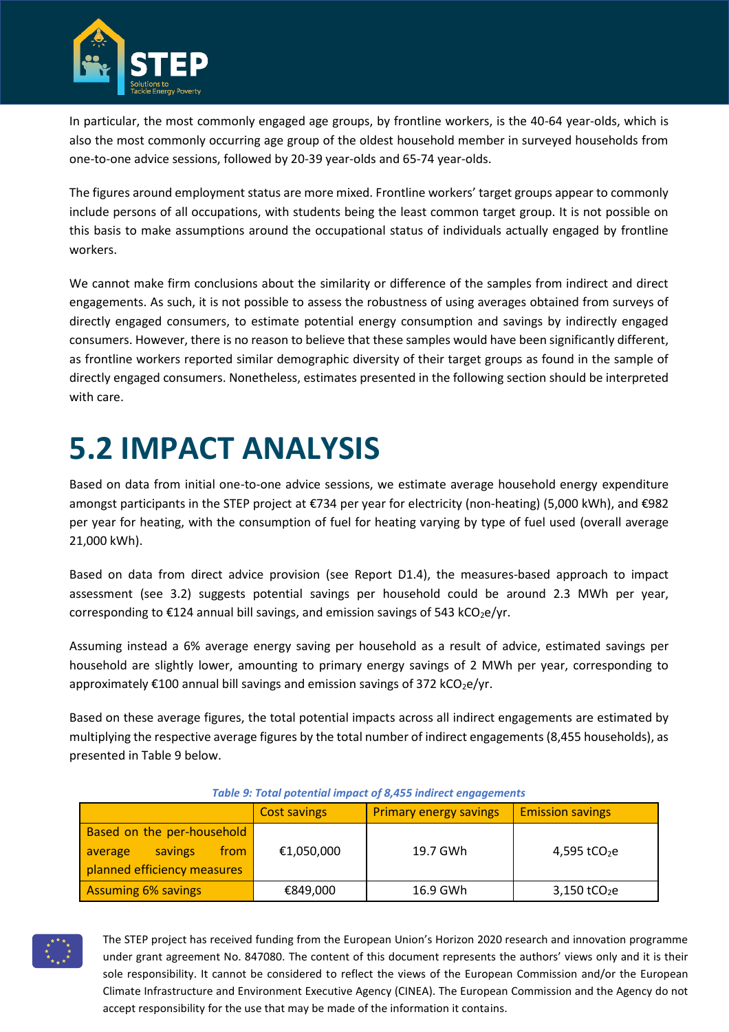In particular, the most commonly engaged age groups, by frontline workers, is the 40-64 year-olds, which is also the most commonly occurring age group of the oldest household member in surveyed households from one-to-one advice sessions, followed by 20-39 year-olds and 65-74 year-olds.

The figures around employment status are more mixed. Frontline workers' target groups appear to commonly include persons of all occupations, with students being the least common target group. It is not possible on this basis to make assumptions around the occupational status of individuals actually engaged by frontline workers.

We cannot make firm conclusions about the similarity or difference of the samples from indirect and direct engagements. As such, it is not possible to assess the robustness of using averages obtained from surveys of directly engaged consumers, to estimate potential energy consumption and savings by indirectly engaged consumers. However, there is no reason to believe that these samples would have been significantly different, as frontline workers reported similar demographic diversity of their target groups as found in the sample of directly engaged consumers. Nonetheless, estimates presented in the following section should be interpreted with care.

# 5.2 IMPACT ANALYSIS

Based on data from initial one-to-one advice sessions, we estimate average household energy expenditure amongst participants in the STEP project at €734 per year for electricity (non-heating) (5,000 kWh), and €982 per year for heating, with the consumption of fuel for heating varying by type of fuel used (overall average 21,000 kWh).

Based on data from direct advice provision (see Report D1.4), the measures-based approach to impact assessment (see 3.2) suggests potential savings per household could be around 2.3 MWh per year, corresponding to €124 annual bill savings, and emission savings of 543 $kCO_2e/yr$.

Assuming instead a 6% average energy saving per household as a result of advice, estimated savings per household are slightly lower, amounting to primary energy savings of 2 MWh per year, corresponding to approximately €100 annual bill savings and emission savings of 372 $kCO_2e/yr$.

Based on these average figures, the total potential impacts across all indirect engagements are estimated by multiplying the respective average figures by the total number of indirect engagements (8,455 households), as presented in Table 9 below.

*Table 9: Total potential impact of 8,455 indirect engagements*

| | Cost savings | Primary energy savings | Emission savings |
|---|---|---|---|
| Based on the per-household average savings from planned efficiency measures | €1,050,000 | 19.7 GWh | 4,595 $tCO_2e$ |
| Assuming 6% savings | €849,000 | 16.9 GWh | 3,150 $tCO_2e$ |

The STEP project has received funding from the European Union's Horizon 2020 research and innovation programme under grant agreement No. 847080. The content of this document represents the authors' views only and it is their sole responsibility. It cannot be considered to reflect the views of the European Commission and/or the European Climate Infrastructure and Environment Executive Agency (CINEA). The European Commission and the Agency do not accept responsibility for the use that may be made of the information it contains.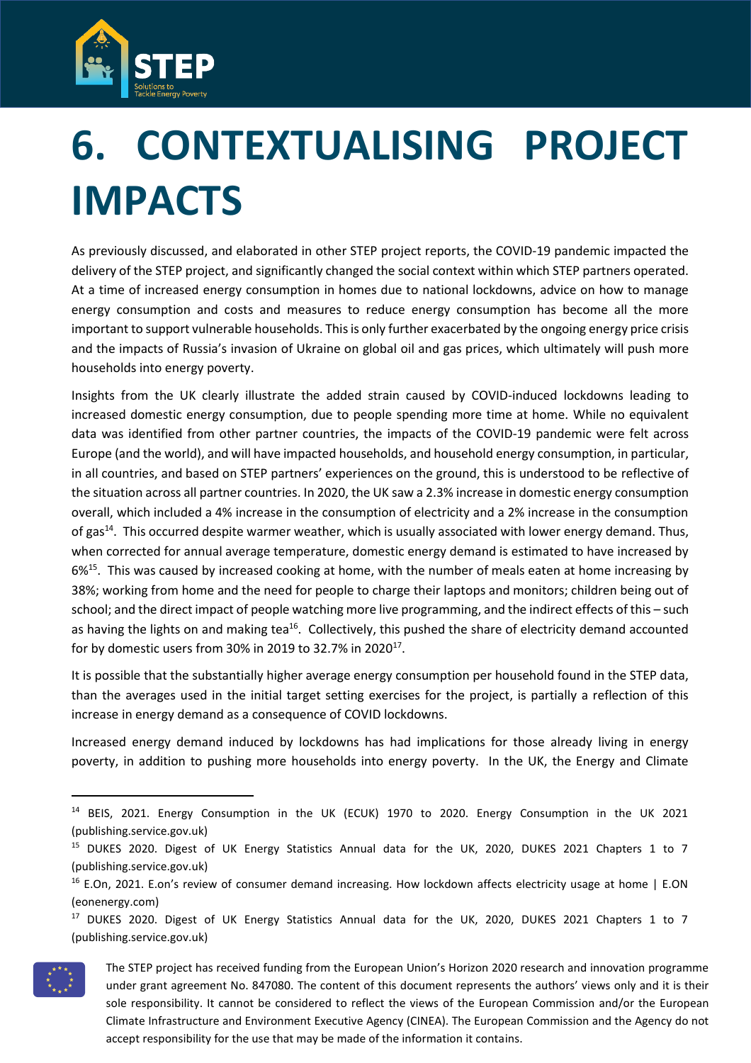# 6. CONTEXTUALISING PROJECT IMPACTS

As previously discussed, and elaborated in other STEP project reports, the COVID-19 pandemic impacted the delivery of the STEP project, and significantly changed the social context within which STEP partners operated. At a time of increased energy consumption in homes due to national lockdowns, advice on how to manage energy consumption and costs and measures to reduce energy consumption has become all the more important to support vulnerable households. This is only further exacerbated by the ongoing energy price crisis and the impacts of Russia's invasion of Ukraine on global oil and gas prices, which ultimately will push more households into energy poverty.

Insights from the UK clearly illustrate the added strain caused by COVID-induced lockdowns leading to increased domestic energy consumption, due to people spending more time at home. While no equivalent data was identified from other partner countries, the impacts of the COVID-19 pandemic were felt across Europe (and the world), and will have impacted households, and household energy consumption, in particular, in all countries, and based on STEP partners' experiences on the ground, this is understood to be reflective of the situation across all partner countries. In 2020, the UK saw a 2.3% increase in domestic energy consumption overall, which included a 4% increase in the consumption of electricity and a 2% increase in the consumption of gas[14]. This occurred despite warmer weather, which is usually associated with lower energy demand. Thus, when corrected for annual average temperature, domestic energy demand is estimated to have increased by 6%[15]. This was caused by increased cooking at home, with the number of meals eaten at home increasing by 38%; working from home and the need for people to charge their laptops and monitors; children being out of school; and the direct impact of people watching more live programming, and the indirect effects of this – such as having the lights on and making tea[16]. Collectively, this pushed the share of electricity demand accounted for by domestic users from 30% in 2019 to 32.7% in 2020[17].

It is possible that the substantially higher average energy consumption per household found in the STEP data, than the averages used in the initial target setting exercises for the project, is partially a reflection of this increase in energy demand as a consequence of COVID lockdowns.

Increased energy demand induced by lockdowns has had implications for those already living in energy poverty, in addition to pushing more households into energy poverty. In the UK, the Energy and Climate

---

[14] BEIS, 2021. Energy Consumption in the UK (ECUK) 1970 to 2020. Energy Consumption in the UK 2021 (publishing.service.gov.uk)

[15] DUKES 2020. Digest of UK Energy Statistics Annual data for the UK, 2020, DUKES 2021 Chapters 1 to 7 (publishing.service.gov.uk)

[16] E.On, 2021. E.on's review of consumer demand increasing. How lockdown affects electricity usage at home | E.ON (eonenergy.com)

[17] DUKES 2020. Digest of UK Energy Statistics Annual data for the UK, 2020, DUKES 2021 Chapters 1 to 7 (publishing.service.gov.uk)

The STEP project has received funding from the European Union's Horizon 2020 research and innovation programme under grant agreement No. 847080. The content of this document represents the authors' views only and it is their sole responsibility. It cannot be considered to reflect the views of the European Commission and/or the European Climate Infrastructure and Environment Executive Agency (CINEA). The European Commission and the Agency do not accept responsibility for the use that may be made of the information it contains.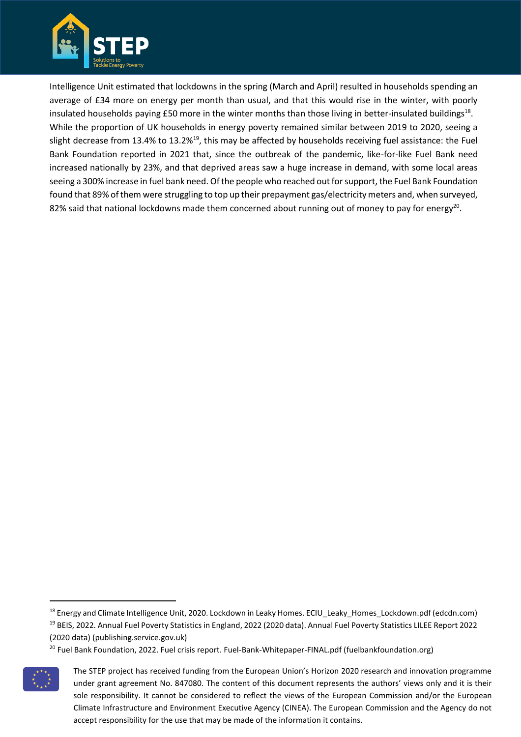Intelligence Unit estimated that lockdowns in the spring (March and April) resulted in households spending an average of £34 more on energy per month than usual, and that this would rise in the winter, with poorly insulated households paying £50 more in the winter months than those living in better-insulated buildings[18]. While the proportion of UK households in energy poverty remained similar between 2019 to 2020, seeing a slight decrease from 13.4% to 13.2%[19], this may be affected by households receiving fuel assistance: the Fuel Bank Foundation reported in 2021 that, since the outbreak of the pandemic, like-for-like Fuel Bank need increased nationally by 23%, and that deprived areas saw a huge increase in demand, with some local areas seeing a 300% increase in fuel bank need. Of the people who reached out for support, the Fuel Bank Foundation found that 89% of them were struggling to top up their prepayment gas/electricity meters and, when surveyed, 82% said that national lockdowns made them concerned about running out of money to pay for energy[20].

---

[18] Energy and Climate Intelligence Unit, 2020. Lockdown in Leaky Homes. ECIU_Leaky_Homes_Lockdown.pdf (edcdn.com)

[19] BEIS, 2022. Annual Fuel Poverty Statistics in England, 2022 (2020 data). Annual Fuel Poverty Statistics LILEE Report 2022 (2020 data) (publishing.service.gov.uk)

[20] Fuel Bank Foundation, 2022. Fuel crisis report. Fuel-Bank-Whitepaper-FINAL.pdf (fuelbankfoundation.org)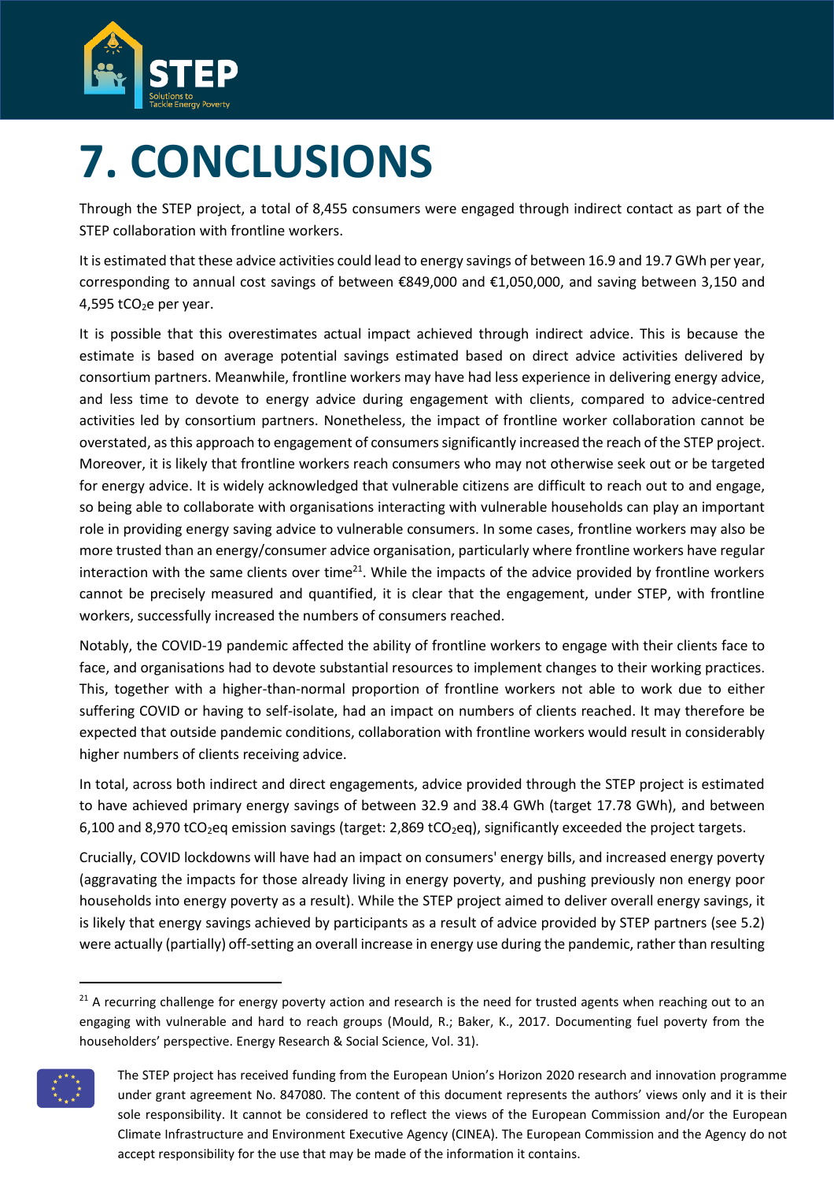# 7. CONCLUSIONS

Through the STEP project, a total of 8,455 consumers were engaged through indirect contact as part of the STEP collaboration with frontline workers.

It is estimated that these advice activities could lead to energy savings of between 16.9 and 19.7 GWh per year, corresponding to annual cost savings of between €849,000 and €1,050,000, and saving between 3,150 and 4,595 $tCO_2e$ per year.

It is possible that this overestimates actual impact achieved through indirect advice. This is because the estimate is based on average potential savings estimated based on direct advice activities delivered by consortium partners. Meanwhile, frontline workers may have had less experience in delivering energy advice, and less time to devote to energy advice during engagement with clients, compared to advice-centred activities led by consortium partners. Nonetheless, the impact of frontline worker collaboration cannot be overstated, as this approach to engagement of consumers significantly increased the reach of the STEP project. Moreover, it is likely that frontline workers reach consumers who may not otherwise seek out or be targeted for energy advice. It is widely acknowledged that vulnerable citizens are difficult to reach out to and engage, so being able to collaborate with organisations interacting with vulnerable households can play an important role in providing energy saving advice to vulnerable consumers. In some cases, frontline workers may also be more trusted than an energy/consumer advice organisation, particularly where frontline workers have regular interaction with the same clients over time[21]. While the impacts of the advice provided by frontline workers cannot be precisely measured and quantified, it is clear that the engagement, under STEP, with frontline workers, successfully increased the numbers of consumers reached.

Notably, the COVID-19 pandemic affected the ability of frontline workers to engage with their clients face to face, and organisations had to devote substantial resources to implement changes to their working practices. This, together with a higher-than-normal proportion of frontline workers not able to work due to either suffering COVID or having to self-isolate, had an impact on numbers of clients reached. It may therefore be expected that outside pandemic conditions, collaboration with frontline workers would result in considerably higher numbers of clients receiving advice.

In total, across both indirect and direct engagements, advice provided through the STEP project is estimated to have achieved primary energy savings of between 32.9 and 38.4 GWh (target 17.78 GWh), and between 6,100 and 8,970 $tCO_2eq$ emission savings (target: 2,869 $tCO_2eq$), significantly exceeded the project targets.

Crucially, COVID lockdowns will have had an impact on consumers' energy bills, and increased energy poverty (aggravating the impacts for those already living in energy poverty, and pushing previously non energy poor households into energy poverty as a result). While the STEP project aimed to deliver overall energy savings, it is likely that energy savings achieved by participants as a result of advice provided by STEP partners (see 5.2) were actually (partially) off-setting an overall increase in energy use during the pandemic, rather than resulting

[21] A recurring challenge for energy poverty action and research is the need for trusted agents when reaching out to an engaging with vulnerable and hard to reach groups (Mould, R.; Baker, K., 2017. Documenting fuel poverty from the householders' perspective. Energy Research & Social Science, Vol. 31).

The STEP project has received funding from the European Union's Horizon 2020 research and innovation programme under grant agreement No. 847080. The content of this document represents the authors' views only and it is their sole responsibility. It cannot be considered to reflect the views of the European Commission and/or the European Climate Infrastructure and Environment Executive Agency (CINEA). The European Commission and the Agency do not accept responsibility for the use that may be made of the information it contains.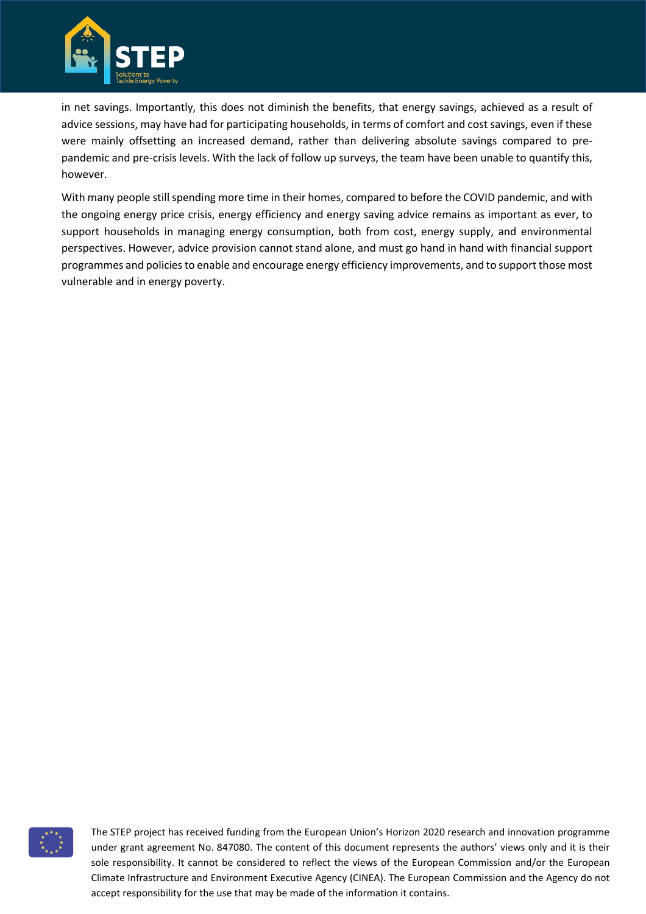in net savings. Importantly, this does not diminish the benefits, that energy savings, achieved as a result of advice sessions, may have had for participating households, in terms of comfort and cost savings, even if these were mainly offsetting an increased demand, rather than delivering absolute savings compared to pre-pandemic and pre-crisis levels. With the lack of follow up surveys, the team have been unable to quantify this, however.

With many people still spending more time in their homes, compared to before the COVID pandemic, and with the ongoing energy price crisis, energy efficiency and energy saving advice remains as important as ever, to support households in managing energy consumption, both from cost, energy supply, and environmental perspectives. However, advice provision cannot stand alone, and must go hand in hand with financial support programmes and policies to enable and encourage energy efficiency improvements, and to support those most vulnerable and in energy poverty.

The STEP project has received funding from the European Union's Horizon 2020 research and innovation programme under grant agreement No. 847080. The content of this document represents the authors' views only and it is their sole responsibility. It cannot be considered to reflect the views of the European Commission and/or the European Climate Infrastructure and Environment Executive Agency (CINEA). The European Commission and the Agency do not accept responsibility for the use that may be made of the information it contains.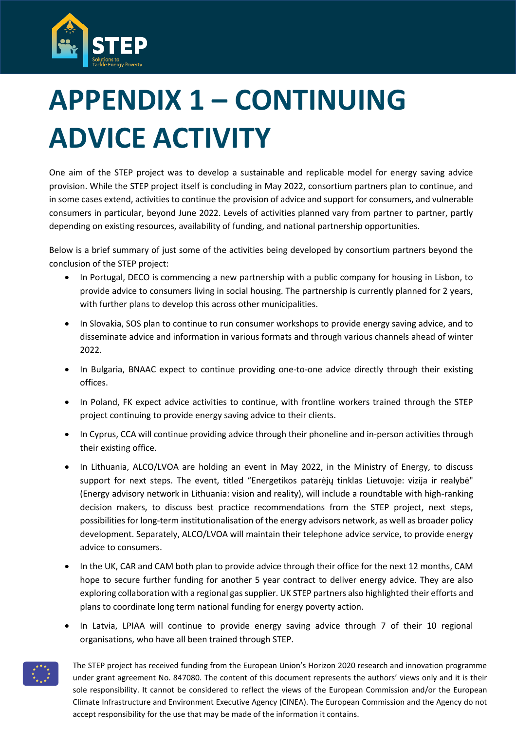# APPENDIX 1 – CONTINUING ADVICE ACTIVITY

One aim of the STEP project was to develop a sustainable and replicable model for energy saving advice provision. While the STEP project itself is concluding in May 2022, consortium partners plan to continue, and in some cases extend, activities to continue the provision of advice and support for consumers, and vulnerable consumers in particular, beyond June 2022. Levels of activities planned vary from partner to partner, partly depending on existing resources, availability of funding, and national partnership opportunities.

Below is a brief summary of just some of the activities being developed by consortium partners beyond the conclusion of the STEP project:

- In Portugal, DECO is commencing a new partnership with a public company for housing in Lisbon, to provide advice to consumers living in social housing. The partnership is currently planned for 2 years, with further plans to develop this across other municipalities.
- In Slovakia, SOS plan to continue to run consumer workshops to provide energy saving advice, and to disseminate advice and information in various formats and through various channels ahead of winter 2022.
- In Bulgaria, BNAAC expect to continue providing one-to-one advice directly through their existing offices.
- In Poland, FK expect advice activities to continue, with frontline workers trained through the STEP project continuing to provide energy saving advice to their clients.
- In Cyprus, CCA will continue providing advice through their phoneline and in-person activities through their existing office.
- In Lithuania, ALCO/LVOA are holding an event in May 2022, in the Ministry of Energy, to discuss support for next steps. The event, titled "Energetikos patarėjų tinklas Lietuvoje: vizija ir realybė" (Energy advisory network in Lithuania: vision and reality), will include a roundtable with high-ranking decision makers, to discuss best practice recommendations from the STEP project, next steps, possibilities for long-term institutionalisation of the energy advisors network, as well as broader policy development. Separately, ALCO/LVOA will maintain their telephone advice service, to provide energy advice to consumers.
- In the UK, CAR and CAM both plan to provide advice through their office for the next 12 months, CAM hope to secure further funding for another 5 year contract to deliver energy advice. They are also exploring collaboration with a regional gas supplier. UK STEP partners also highlighted their efforts and plans to coordinate long term national funding for energy poverty action.
- In Latvia, LPIAA will continue to provide energy saving advice through 7 of their 10 regional organisations, who have all been trained through STEP.

The STEP project has received funding from the European Union's Horizon 2020 research and innovation programme under grant agreement No. 847080. The content of this document represents the authors' views only and it is their sole responsibility. It cannot be considered to reflect the views of the European Commission and/or the European Climate Infrastructure and Environment Executive Agency (CINEA). The European Commission and the Agency do not accept responsibility for the use that may be made of the information it contains.